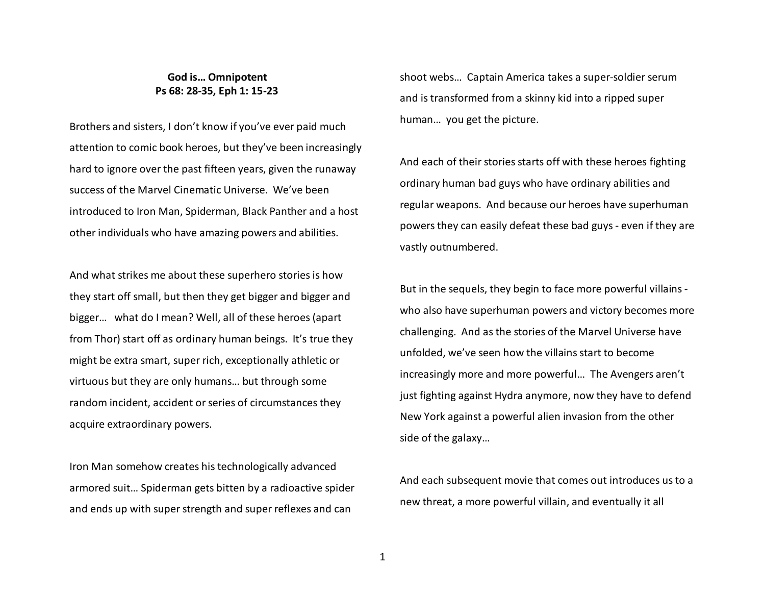**God is… Omnipotent**
**Ps 68: 28-35, Eph 1: 15-23**

Brothers and sisters, I don't know if you've ever paid much attention to comic book heroes, but they've been increasingly hard to ignore over the past fifteen years, given the runaway success of the Marvel Cinematic Universe. We've been introduced to Iron Man, Spiderman, Black Panther and a host other individuals who have amazing powers and abilities.

And what strikes me about these superhero stories is how they start off small, but then they get bigger and bigger and bigger… what do I mean? Well, all of these heroes (apart from Thor) start off as ordinary human beings. It's true they might be extra smart, super rich, exceptionally athletic or virtuous but they are only humans… but through some random incident, accident or series of circumstances they acquire extraordinary powers.

Iron Man somehow creates his technologically advanced armored suit… Spiderman gets bitten by a radioactive spider and ends up with super strength and super reflexes and can shoot webs… Captain America takes a super-soldier serum and is transformed from a skinny kid into a ripped super human… you get the picture.

And each of their stories starts off with these heroes fighting ordinary human bad guys who have ordinary abilities and regular weapons. And because our heroes have superhuman powers they can easily defeat these bad guys - even if they are vastly outnumbered.

But in the sequels, they begin to face more powerful villains - who also have superhuman powers and victory becomes more challenging. And as the stories of the Marvel Universe have unfolded, we've seen how the villains start to become increasingly more and more powerful… The Avengers aren't just fighting against Hydra anymore, now they have to defend New York against a powerful alien invasion from the other side of the galaxy…

And each subsequent movie that comes out introduces us to a new threat, a more powerful villain, and eventually it all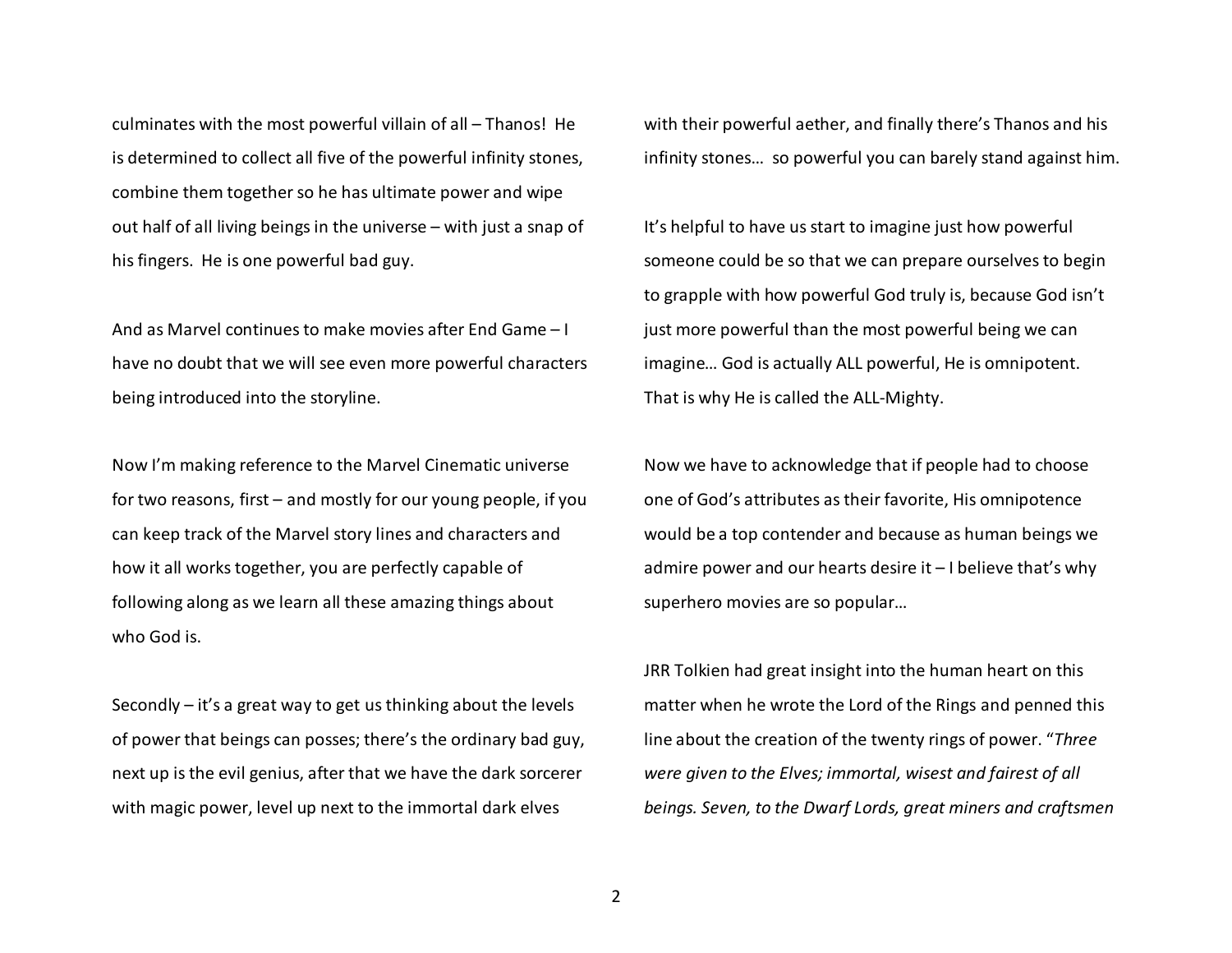culminates with the most powerful villain of all – Thanos! He is determined to collect all five of the powerful infinity stones, combine them together so he has ultimate power and wipe out half of all living beings in the universe – with just a snap of his fingers. He is one powerful bad guy.

And as Marvel continues to make movies after End Game – I have no doubt that we will see even more powerful characters being introduced into the storyline.

Now I'm making reference to the Marvel Cinematic universe for two reasons, first – and mostly for our young people, if you can keep track of the Marvel story lines and characters and how it all works together, you are perfectly capable of following along as we learn all these amazing things about who God is.

Secondly – it's a great way to get us thinking about the levels of power that beings can posses; there's the ordinary bad guy, next up is the evil genius, after that we have the dark sorcerer with magic power, level up next to the immortal dark elves with their powerful aether, and finally there's Thanos and his infinity stones… so powerful you can barely stand against him.

It's helpful to have us start to imagine just how powerful someone could be so that we can prepare ourselves to begin to grapple with how powerful God truly is, because God isn't just more powerful than the most powerful being we can imagine… God is actually ALL powerful, He is omnipotent. That is why He is called the ALL-Mighty.

Now we have to acknowledge that if people had to choose one of God's attributes as their favorite, His omnipotence would be a top contender and because as human beings we admire power and our hearts desire it – I believe that's why superhero movies are so popular…

JRR Tolkien had great insight into the human heart on this matter when he wrote the Lord of the Rings and penned this line about the creation of the twenty rings of power. "*Three were given to the Elves; immortal, wisest and fairest of all beings. Seven, to the Dwarf Lords, great miners and craftsmen*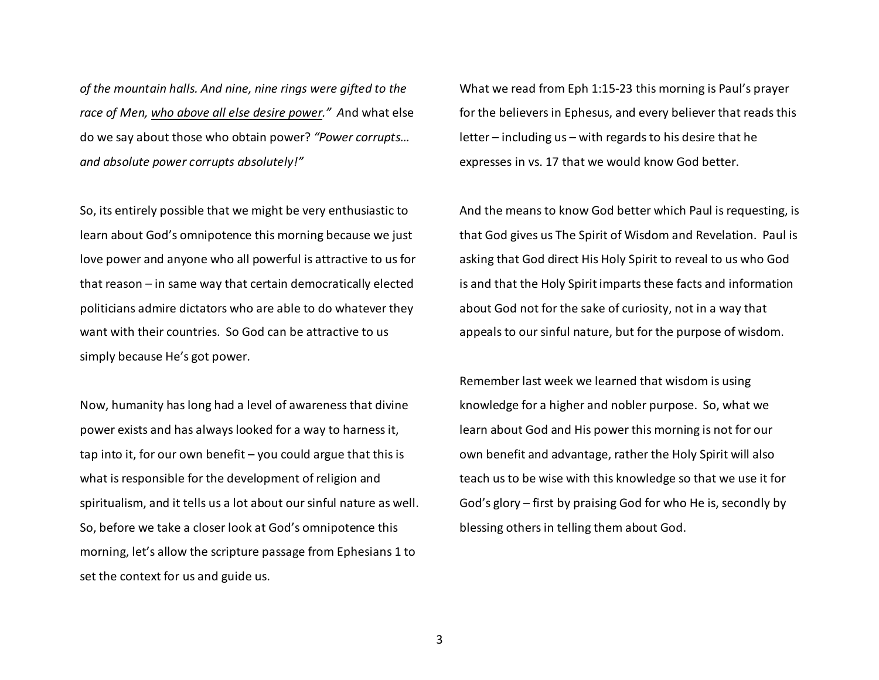*of the mountain halls. And nine, nine rings were gifted to the race of Men, <u>who above all else desire power</u>."* And what else do we say about those who obtain power? *"Power corrupts… and absolute power corrupts absolutely!"*

So, its entirely possible that we might be very enthusiastic to learn about God's omnipotence this morning because we just love power and anyone who all powerful is attractive to us for that reason – in same way that certain democratically elected politicians admire dictators who are able to do whatever they want with their countries. So God can be attractive to us simply because He's got power.

Now, humanity has long had a level of awareness that divine power exists and has always looked for a way to harness it, tap into it, for our own benefit – you could argue that this is what is responsible for the development of religion and spiritualism, and it tells us a lot about our sinful nature as well. So, before we take a closer look at God's omnipotence this morning, let's allow the scripture passage from Ephesians 1 to set the context for us and guide us.

What we read from Eph 1:15-23 this morning is Paul's prayer for the believers in Ephesus, and every believer that reads this letter – including us – with regards to his desire that he expresses in vs. 17 that we would know God better.

And the means to know God better which Paul is requesting, is that God gives us The Spirit of Wisdom and Revelation. Paul is asking that God direct His Holy Spirit to reveal to us who God is and that the Holy Spirit imparts these facts and information about God not for the sake of curiosity, not in a way that appeals to our sinful nature, but for the purpose of wisdom.

Remember last week we learned that wisdom is using knowledge for a higher and nobler purpose. So, what we learn about God and His power this morning is not for our own benefit and advantage, rather the Holy Spirit will also teach us to be wise with this knowledge so that we use it for God's glory – first by praising God for who He is, secondly by blessing others in telling them about God.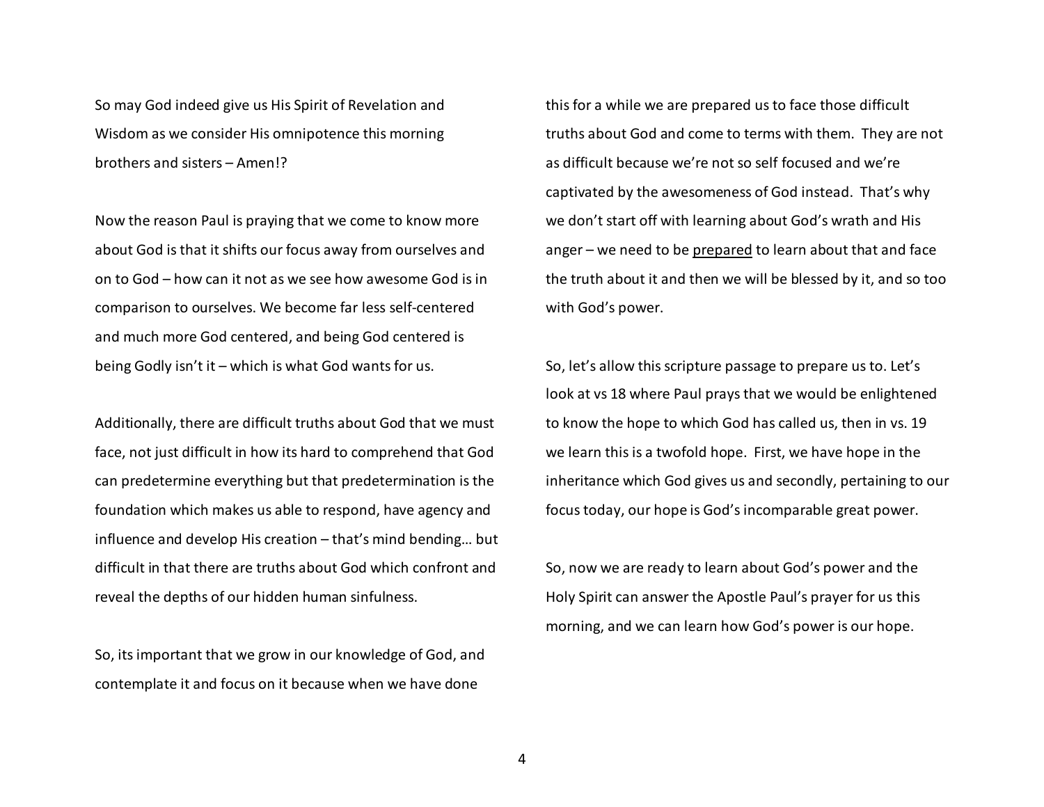So may God indeed give us His Spirit of Revelation and Wisdom as we consider His omnipotence this morning brothers and sisters – Amen!?

Now the reason Paul is praying that we come to know more about God is that it shifts our focus away from ourselves and on to God – how can it not as we see how awesome God is in comparison to ourselves. We become far less self-centered and much more God centered, and being God centered is being Godly isn't it – which is what God wants for us.

Additionally, there are difficult truths about God that we must face, not just difficult in how its hard to comprehend that God can predetermine everything but that predetermination is the foundation which makes us able to respond, have agency and influence and develop His creation – that's mind bending… but difficult in that there are truths about God which confront and reveal the depths of our hidden human sinfulness.

So, its important that we grow in our knowledge of God, and contemplate it and focus on it because when we have done this for a while we are prepared us to face those difficult truths about God and come to terms with them. They are not as difficult because we're not so self focused and we're captivated by the awesomeness of God instead. That's why we don't start off with learning about God's wrath and His anger – we need to be <u>prepared</u> to learn about that and face the truth about it and then we will be blessed by it, and so too with God's power.

So, let's allow this scripture passage to prepare us to. Let's look at vs 18 where Paul prays that we would be enlightened to know the hope to which God has called us, then in vs. 19 we learn this is a twofold hope. First, we have hope in the inheritance which God gives us and secondly, pertaining to our focus today, our hope is God's incomparable great power.

So, now we are ready to learn about God's power and the Holy Spirit can answer the Apostle Paul's prayer for us this morning, and we can learn how God's power is our hope.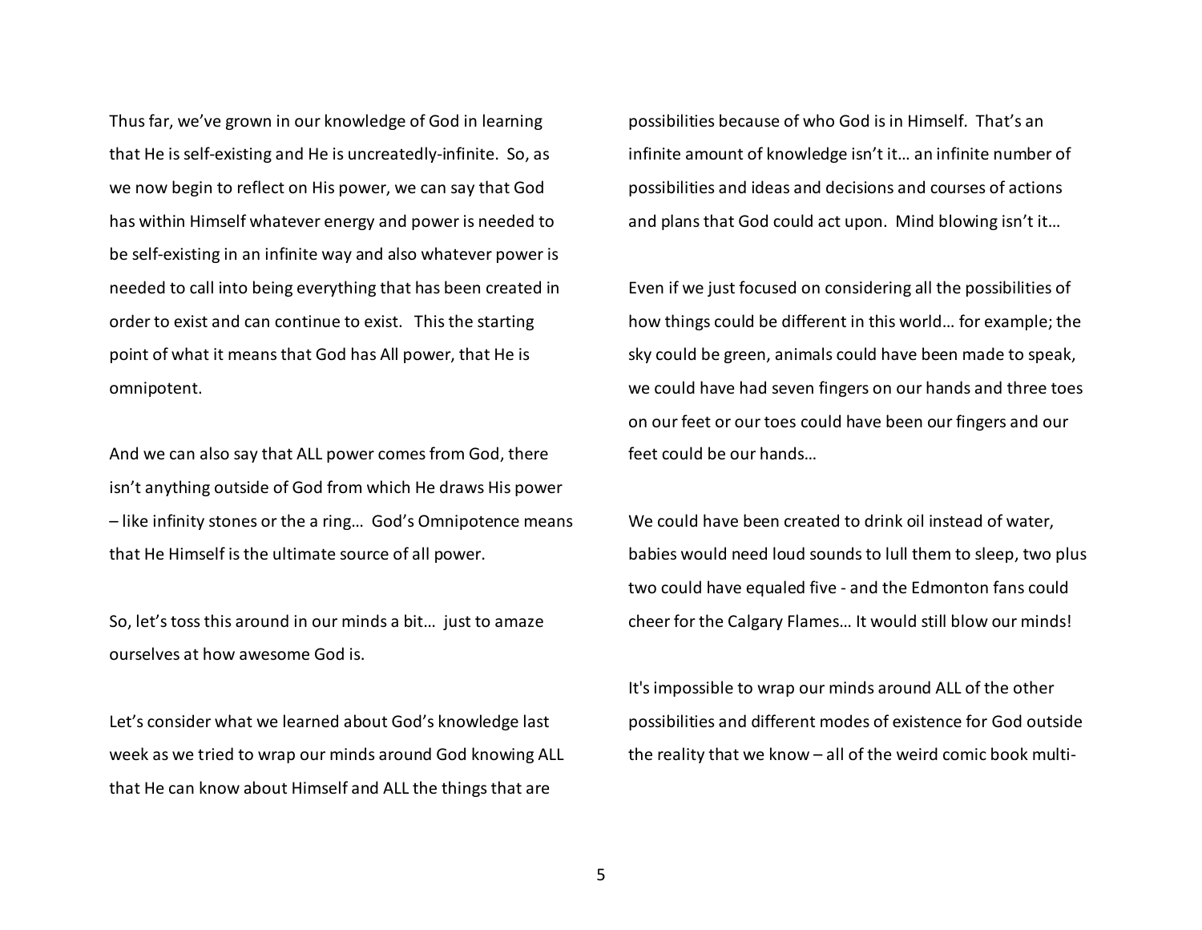Thus far, we've grown in our knowledge of God in learning that He is self-existing and He is uncreatedly-infinite. So, as we now begin to reflect on His power, we can say that God has within Himself whatever energy and power is needed to be self-existing in an infinite way and also whatever power is needed to call into being everything that has been created in order to exist and can continue to exist. This the starting point of what it means that God has All power, that He is omnipotent.

And we can also say that ALL power comes from God, there isn't anything outside of God from which He draws His power – like infinity stones or the a ring… God's Omnipotence means that He Himself is the ultimate source of all power.

So, let's toss this around in our minds a bit… just to amaze ourselves at how awesome God is.

Let's consider what we learned about God's knowledge last week as we tried to wrap our minds around God knowing ALL that He can know about Himself and ALL the things that are possibilities because of who God is in Himself. That's an infinite amount of knowledge isn't it… an infinite number of possibilities and ideas and decisions and courses of actions and plans that God could act upon. Mind blowing isn't it…

Even if we just focused on considering all the possibilities of how things could be different in this world… for example; the sky could be green, animals could have been made to speak, we could have had seven fingers on our hands and three toes on our feet or our toes could have been our fingers and our feet could be our hands…

We could have been created to drink oil instead of water, babies would need loud sounds to lull them to sleep, two plus two could have equaled five - and the Edmonton fans could cheer for the Calgary Flames… It would still blow our minds!

It's impossible to wrap our minds around ALL of the other possibilities and different modes of existence for God outside the reality that we know – all of the weird comic book multi-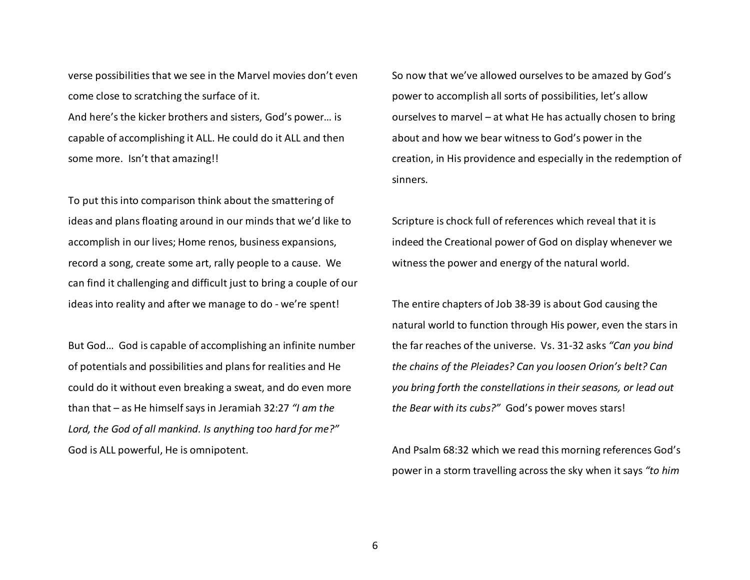verse possibilities that we see in the Marvel movies don't even come close to scratching the surface of it.
And here's the kicker brothers and sisters, God's power… is capable of accomplishing it ALL. He could do it ALL and then some more. Isn't that amazing!!

To put this into comparison think about the smattering of ideas and plans floating around in our minds that we'd like to accomplish in our lives; Home renos, business expansions, record a song, create some art, rally people to a cause. We can find it challenging and difficult just to bring a couple of our ideas into reality and after we manage to do - we're spent!

But God… God is capable of accomplishing an infinite number of potentials and possibilities and plans for realities and He could do it without even breaking a sweat, and do even more than that – as He himself says in Jeramiah 32:27 *"I am the Lord, the God of all mankind. Is anything too hard for me?"* God is ALL powerful, He is omnipotent.

So now that we've allowed ourselves to be amazed by God's power to accomplish all sorts of possibilities, let's allow ourselves to marvel – at what He has actually chosen to bring about and how we bear witness to God's power in the creation, in His providence and especially in the redemption of sinners.

Scripture is chock full of references which reveal that it is indeed the Creational power of God on display whenever we witness the power and energy of the natural world.

The entire chapters of Job 38-39 is about God causing the natural world to function through His power, even the stars in the far reaches of the universe. Vs. 31-32 asks *"Can you bind the chains of the Pleiades? Can you loosen Orion's belt? Can you bring forth the constellations in their seasons, or lead out the Bear with its cubs?"* God's power moves stars!

And Psalm 68:32 which we read this morning references God's power in a storm travelling across the sky when it says *"to him*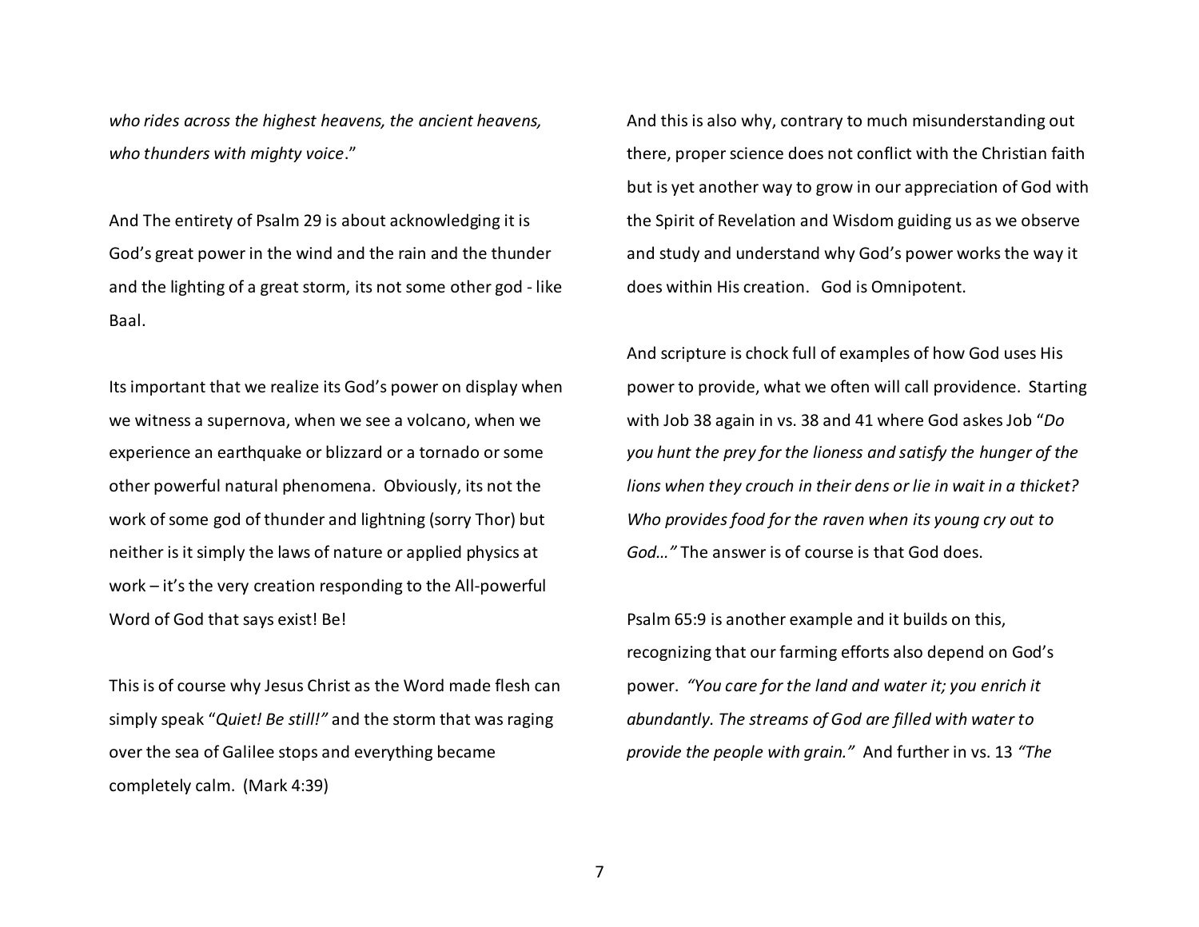*who rides across the highest heavens, the ancient heavens, who thunders with mighty voice*."

And The entirety of Psalm 29 is about acknowledging it is God's great power in the wind and the rain and the thunder and the lighting of a great storm, its not some other god - like Baal.

Its important that we realize its God's power on display when we witness a supernova, when we see a volcano, when we experience an earthquake or blizzard or a tornado or some other powerful natural phenomena. Obviously, its not the work of some god of thunder and lightning (sorry Thor) but neither is it simply the laws of nature or applied physics at work – it's the very creation responding to the All-powerful Word of God that says exist! Be!

This is of course why Jesus Christ as the Word made flesh can simply speak "*Quiet! Be still!"* and the storm that was raging over the sea of Galilee stops and everything became completely calm. (Mark 4:39)

And this is also why, contrary to much misunderstanding out there, proper science does not conflict with the Christian faith but is yet another way to grow in our appreciation of God with the Spirit of Revelation and Wisdom guiding us as we observe and study and understand why God's power works the way it does within His creation. God is Omnipotent.

And scripture is chock full of examples of how God uses His power to provide, what we often will call providence. Starting with Job 38 again in vs. 38 and 41 where God askes Job "*Do you hunt the prey for the lioness and satisfy the hunger of the lions when they crouch in their dens or lie in wait in a thicket? Who provides food for the raven when its young cry out to God…"* The answer is of course is that God does.

Psalm 65:9 is another example and it builds on this, recognizing that our farming efforts also depend on God's power. *"You care for the land and water it; you enrich it abundantly. The streams of God are filled with water to provide the people with grain."* And further in vs. 13 *"The*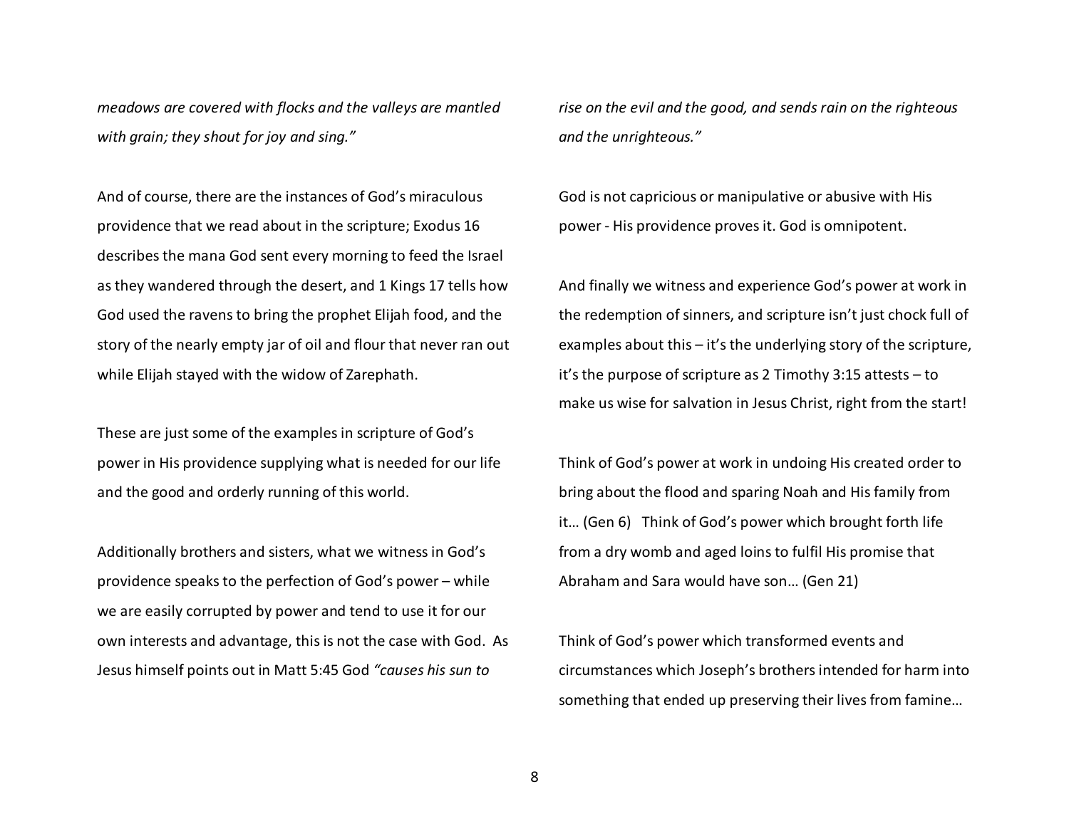*meadows are covered with flocks and the valleys are mantled with grain; they shout for joy and sing."*

And of course, there are the instances of God's miraculous providence that we read about in the scripture; Exodus 16 describes the mana God sent every morning to feed the Israel as they wandered through the desert, and 1 Kings 17 tells how God used the ravens to bring the prophet Elijah food, and the story of the nearly empty jar of oil and flour that never ran out while Elijah stayed with the widow of Zarephath.

These are just some of the examples in scripture of God's power in His providence supplying what is needed for our life and the good and orderly running of this world.

Additionally brothers and sisters, what we witness in God's providence speaks to the perfection of God's power – while we are easily corrupted by power and tend to use it for our own interests and advantage, this is not the case with God. As Jesus himself points out in Matt 5:45 God *"causes his sun to rise on the evil and the good, and sends rain on the righteous and the unrighteous."*

God is not capricious or manipulative or abusive with His power - His providence proves it. God is omnipotent.

And finally we witness and experience God's power at work in the redemption of sinners, and scripture isn't just chock full of examples about this – it's the underlying story of the scripture, it's the purpose of scripture as 2 Timothy 3:15 attests – to make us wise for salvation in Jesus Christ, right from the start!

Think of God's power at work in undoing His created order to bring about the flood and sparing Noah and His family from it… (Gen 6) Think of God's power which brought forth life from a dry womb and aged loins to fulfil His promise that Abraham and Sara would have son… (Gen 21)

Think of God's power which transformed events and circumstances which Joseph's brothers intended for harm into something that ended up preserving their lives from famine…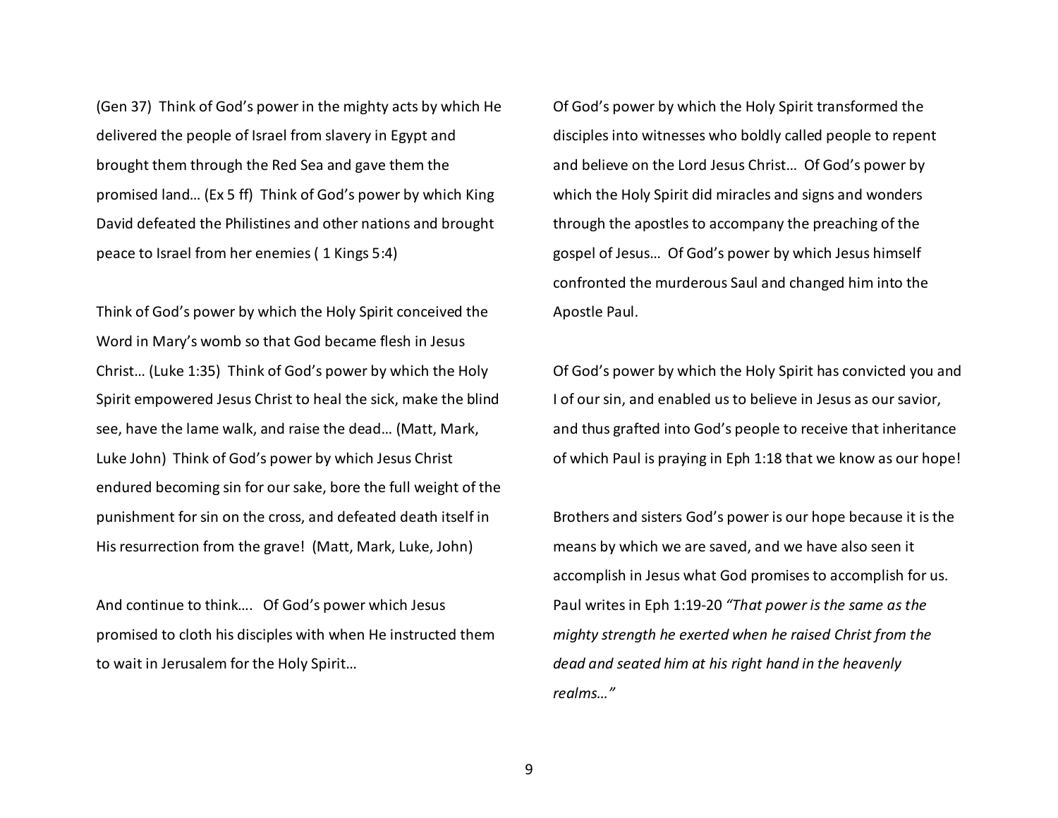(Gen 37) Think of God's power in the mighty acts by which He delivered the people of Israel from slavery in Egypt and brought them through the Red Sea and gave them the promised land… (Ex 5 ff) Think of God's power by which King David defeated the Philistines and other nations and brought peace to Israel from her enemies ( 1 Kings 5:4)

Think of God's power by which the Holy Spirit conceived the Word in Mary's womb so that God became flesh in Jesus Christ… (Luke 1:35) Think of God's power by which the Holy Spirit empowered Jesus Christ to heal the sick, make the blind see, have the lame walk, and raise the dead… (Matt, Mark, Luke John) Think of God's power by which Jesus Christ endured becoming sin for our sake, bore the full weight of the punishment for sin on the cross, and defeated death itself in His resurrection from the grave! (Matt, Mark, Luke, John)

And continue to think…. Of God's power which Jesus promised to cloth his disciples with when He instructed them to wait in Jerusalem for the Holy Spirit…

Of God's power by which the Holy Spirit transformed the disciples into witnesses who boldly called people to repent and believe on the Lord Jesus Christ… Of God's power by which the Holy Spirit did miracles and signs and wonders through the apostles to accompany the preaching of the gospel of Jesus… Of God's power by which Jesus himself confronted the murderous Saul and changed him into the Apostle Paul.

Of God's power by which the Holy Spirit has convicted you and I of our sin, and enabled us to believe in Jesus as our savior, and thus grafted into God's people to receive that inheritance of which Paul is praying in Eph 1:18 that we know as our hope!

Brothers and sisters God's power is our hope because it is the means by which we are saved, and we have also seen it accomplish in Jesus what God promises to accomplish for us. Paul writes in Eph 1:19-20 *"That power is the same as the mighty strength he exerted when he raised Christ from the dead and seated him at his right hand in the heavenly realms…"*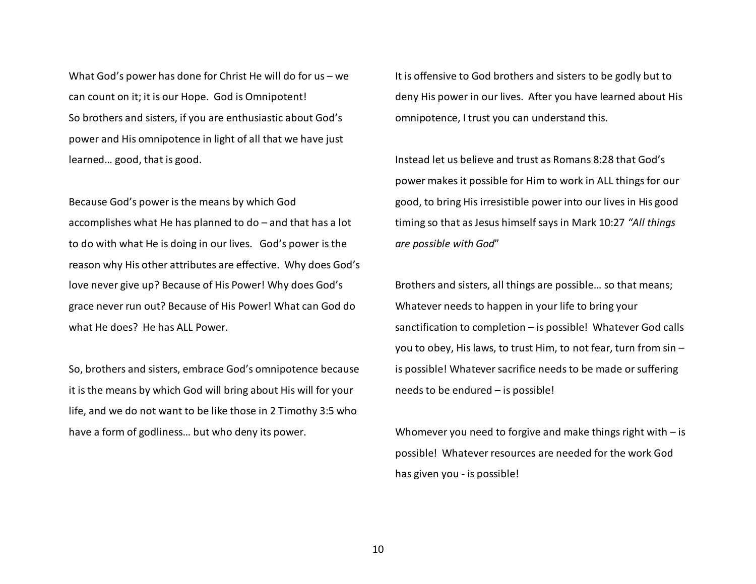What God's power has done for Christ He will do for us – we can count on it; it is our Hope. God is Omnipotent!
So brothers and sisters, if you are enthusiastic about God's power and His omnipotence in light of all that we have just learned… good, that is good.

Because God's power is the means by which God accomplishes what He has planned to do – and that has a lot to do with what He is doing in our lives. God's power is the reason why His other attributes are effective. Why does God's love never give up? Because of His Power! Why does God's grace never run out? Because of His Power! What can God do what He does? He has ALL Power.

So, brothers and sisters, embrace God's omnipotence because it is the means by which God will bring about His will for your life, and we do not want to be like those in 2 Timothy 3:5 who have a form of godliness… but who deny its power.

It is offensive to God brothers and sisters to be godly but to deny His power in our lives. After you have learned about His omnipotence, I trust you can understand this.

Instead let us believe and trust as Romans 8:28 that God's power makes it possible for Him to work in ALL things for our good, to bring His irresistible power into our lives in His good timing so that as Jesus himself says in Mark 10:27 *"All things are possible with God*"

Brothers and sisters, all things are possible… so that means;
Whatever needs to happen in your life to bring your sanctification to completion – is possible! Whatever God calls you to obey, His laws, to trust Him, to not fear, turn from sin – is possible! Whatever sacrifice needs to be made or suffering needs to be endured – is possible!

Whomever you need to forgive and make things right with – is possible! Whatever resources are needed for the work God has given you - is possible!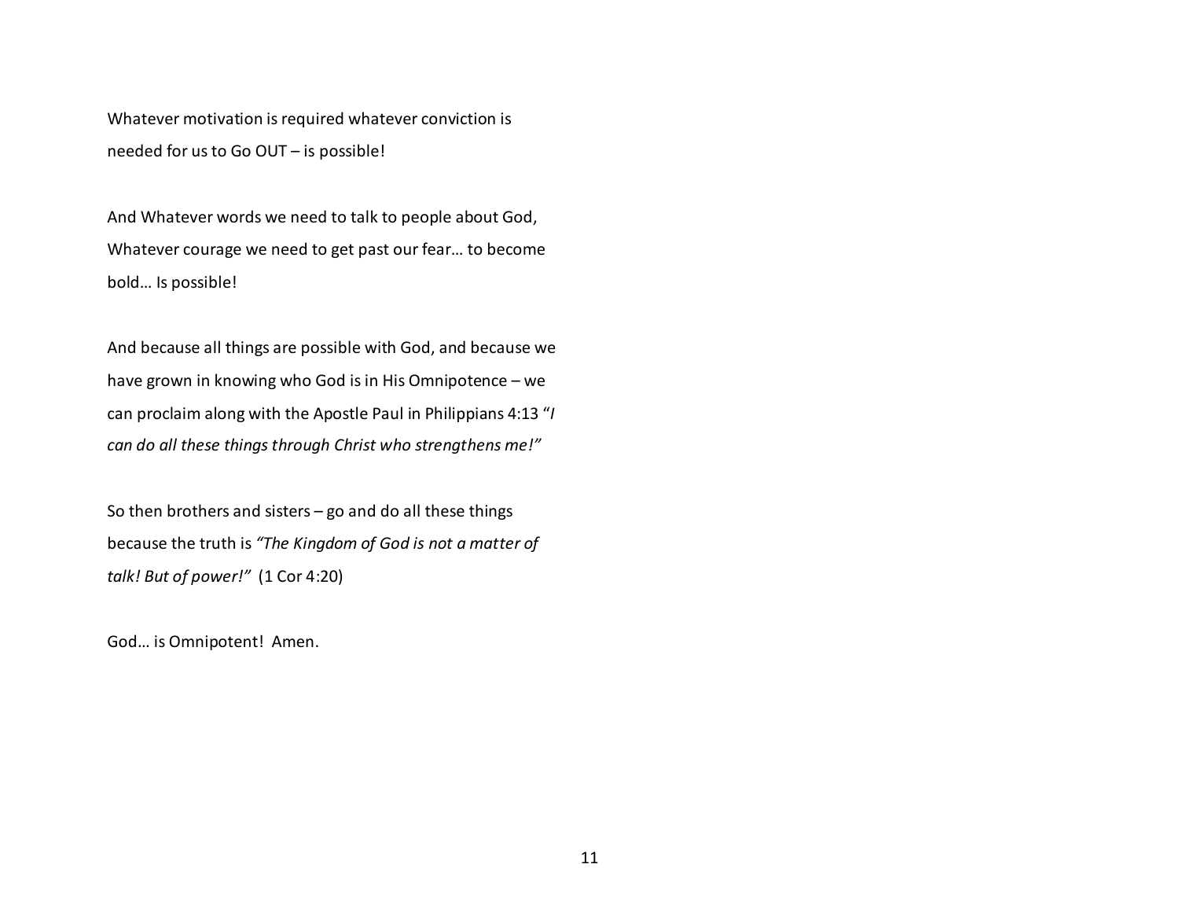Whatever motivation is required whatever conviction is needed for us to Go OUT – is possible!

And Whatever words we need to talk to people about God, Whatever courage we need to get past our fear… to become bold… Is possible!

And because all things are possible with God, and because we have grown in knowing who God is in His Omnipotence – we can proclaim along with the Apostle Paul in Philippians 4:13 "*I can do all these things through Christ who strengthens me!*"

So then brothers and sisters – go and do all these things because the truth is *"The Kingdom of God is not a matter of talk! But of power!"* (1 Cor 4:20)

God… is Omnipotent! Amen.